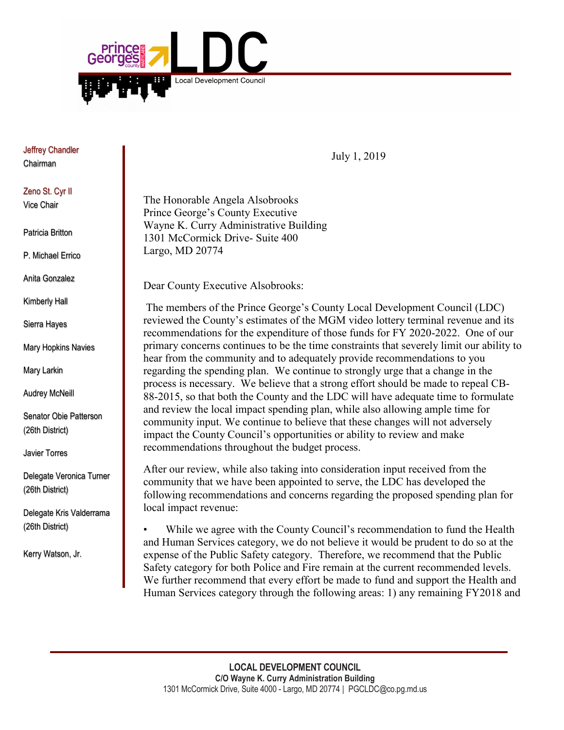Prince George's County Maryland

# LDC

Local Development Council

Jeffrey Chandler
Chairman

Zeno St. Cyr II
Vice Chair

Patricia Britton

P. Michael Errico

Anita Gonzalez

Kimberly Hall

Sierra Hayes

Mary Hopkins Navies

Mary Larkin

Audrey McNeill

Senator Obie Patterson
(26th District)

Javier Torres

Delegate Veronica Turner
(26th District)

Delegate Kris Valderrama
(26th District)

Kerry Watson, Jr.

July 1, 2019

The Honorable Angela Alsobrooks
Prince George's County Executive
Wayne K. Curry Administrative Building
1301 McCormick Drive- Suite 400
Largo, MD 20774

Dear County Executive Alsobrooks:

The members of the Prince George's County Local Development Council (LDC) reviewed the County's estimates of the MGM video lottery terminal revenue and its recommendations for the expenditure of those funds for FY 2020-2022. One of our primary concerns continues to be the time constraints that severely limit our ability to hear from the community and to adequately provide recommendations to you regarding the spending plan. We continue to strongly urge that a change in the process is necessary. We believe that a strong effort should be made to repeal CB-88-2015, so that both the County and the LDC will have adequate time to formulate and review the local impact spending plan, while also allowing ample time for community input. We continue to believe that these changes will not adversely impact the County Council's opportunities or ability to review and make recommendations throughout the budget process.

After our review, while also taking into consideration input received from the community that we have been appointed to serve, the LDC has developed the following recommendations and concerns regarding the proposed spending plan for local impact revenue:

- While we agree with the County Council's recommendation to fund the Health and Human Services category, we do not believe it would be prudent to do so at the expense of the Public Safety category. Therefore, we recommend that the Public Safety category for both Police and Fire remain at the current recommended levels. We further recommend that every effort be made to fund and support the Health and Human Services category through the following areas: 1) any remaining FY2018 and

**LOCAL DEVELOPMENT COUNCIL**
**C/O Wayne K. Curry Administration Building**
1301 McCormick Drive, Suite 4000 - Largo, MD 20774 | PGCLDC@co.pg.md.us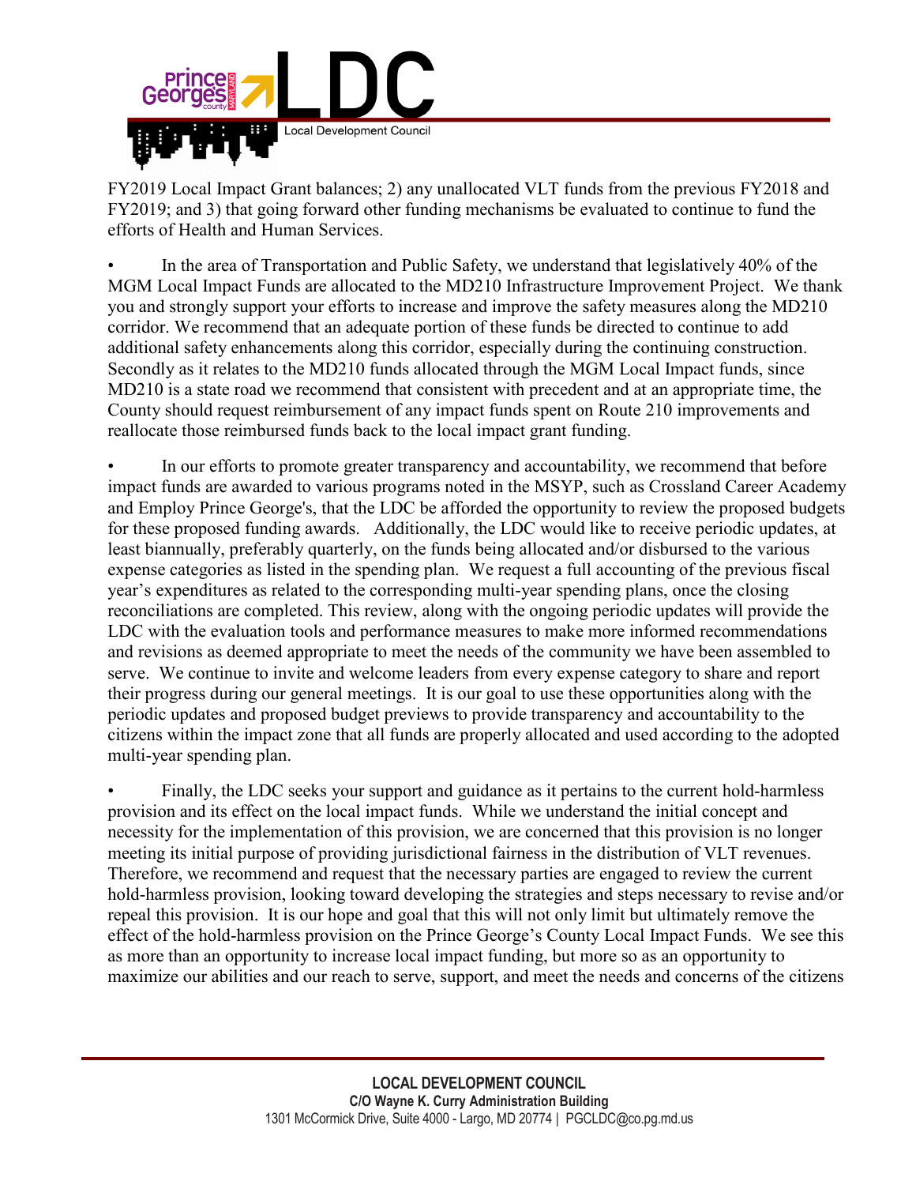FY2019 Local Impact Grant balances; 2) any unallocated VLT funds from the previous FY2018 and FY2019; and 3) that going forward other funding mechanisms be evaluated to continue to fund the efforts of Health and Human Services.

- In the area of Transportation and Public Safety, we understand that legislatively 40% of the MGM Local Impact Funds are allocated to the MD210 Infrastructure Improvement Project. We thank you and strongly support your efforts to increase and improve the safety measures along the MD210 corridor. We recommend that an adequate portion of these funds be directed to continue to add additional safety enhancements along this corridor, especially during the continuing construction. Secondly as it relates to the MD210 funds allocated through the MGM Local Impact funds, since MD210 is a state road we recommend that consistent with precedent and at an appropriate time, the County should request reimbursement of any impact funds spent on Route 210 improvements and reallocate those reimbursed funds back to the local impact grant funding.

- In our efforts to promote greater transparency and accountability, we recommend that before impact funds are awarded to various programs noted in the MSYP, such as Crossland Career Academy and Employ Prince George's, that the LDC be afforded the opportunity to review the proposed budgets for these proposed funding awards. Additionally, the LDC would like to receive periodic updates, at least biannually, preferably quarterly, on the funds being allocated and/or disbursed to the various expense categories as listed in the spending plan. We request a full accounting of the previous fiscal year's expenditures as related to the corresponding multi-year spending plans, once the closing reconciliations are completed. This review, along with the ongoing periodic updates will provide the LDC with the evaluation tools and performance measures to make more informed recommendations and revisions as deemed appropriate to meet the needs of the community we have been assembled to serve. We continue to invite and welcome leaders from every expense category to share and report their progress during our general meetings. It is our goal to use these opportunities along with the periodic updates and proposed budget previews to provide transparency and accountability to the citizens within the impact zone that all funds are properly allocated and used according to the adopted multi-year spending plan.

- Finally, the LDC seeks your support and guidance as it pertains to the current hold-harmless provision and its effect on the local impact funds. While we understand the initial concept and necessity for the implementation of this provision, we are concerned that this provision is no longer meeting its initial purpose of providing jurisdictional fairness in the distribution of VLT revenues. Therefore, we recommend and request that the necessary parties are engaged to review the current hold-harmless provision, looking toward developing the strategies and steps necessary to revise and/or repeal this provision. It is our hope and goal that this will not only limit but ultimately remove the effect of the hold-harmless provision on the Prince George's County Local Impact Funds. We see this as more than an opportunity to increase local impact funding, but more so as an opportunity to maximize our abilities and our reach to serve, support, and meet the needs and concerns of the citizens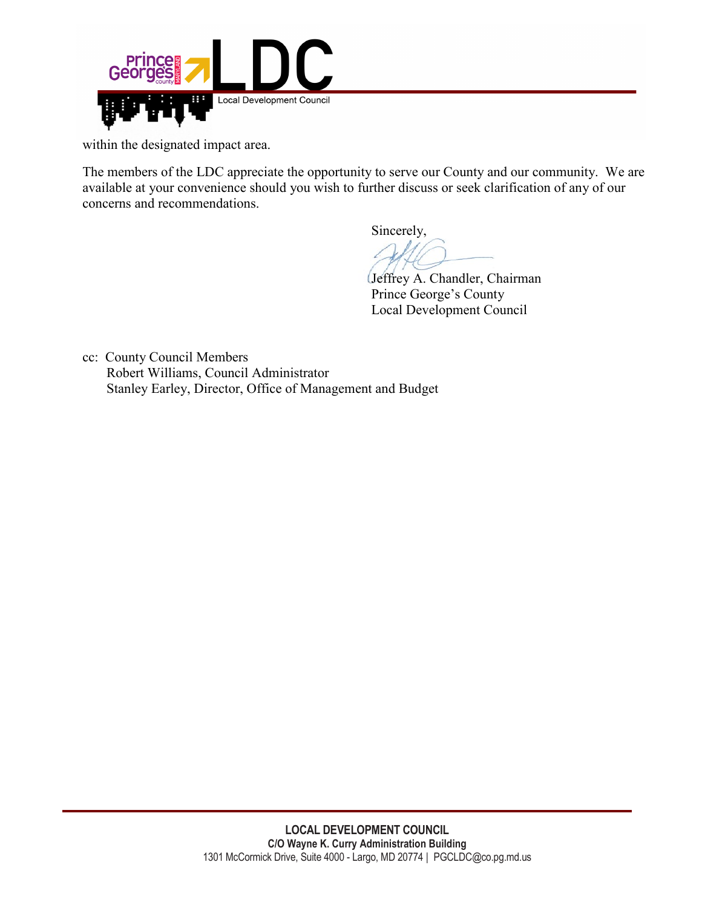within the designated impact area.

The members of the LDC appreciate the opportunity to serve our County and our community. We are available at your convenience should you wish to further discuss or seek clarification of any of our concerns and recommendations.

Sincerely,

Jeffrey A. Chandler, Chairman
Prince George's County
Local Development Council

cc: County Council Members
Robert Williams, Council Administrator
Stanley Earley, Director, Office of Management and Budget